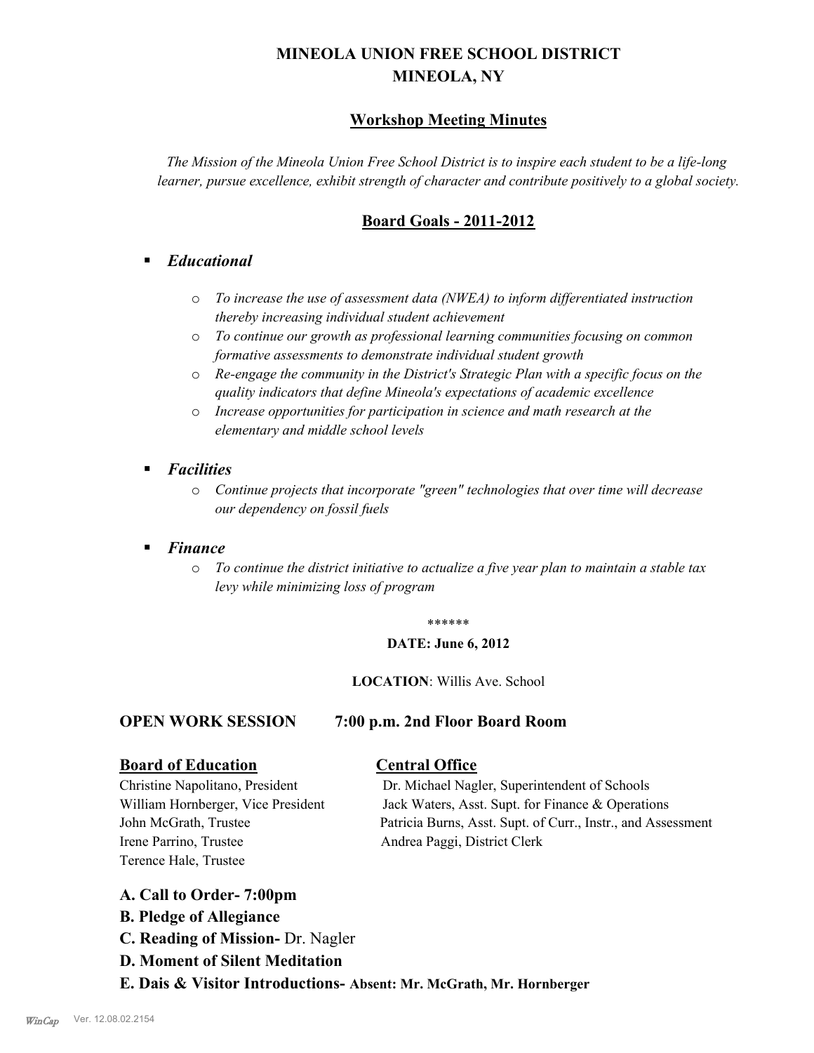# MINEOLA UNION FREE SCHOOL DISTRICT
# MINEOLA, NY

## Workshop Meeting Minutes

*The Mission of the Mineola Union Free School District is to inspire each student to be a life-long learner, pursue excellence, exhibit strength of character and contribute positively to a global society.*

## Board Goals - 2011-2012

- ***Educational***
  - *To increase the use of assessment data (NWEA) to inform differentiated instruction thereby increasing individual student achievement*
  - *To continue our growth as professional learning communities focusing on common formative assessments to demonstrate individual student growth*
  - *Re-engage the community in the District's Strategic Plan with a specific focus on the quality indicators that define Mineola's expectations of academic excellence*
  - *Increase opportunities for participation in science and math research at the elementary and middle school levels*
- ***Facilities***
  - *Continue projects that incorporate "green" technologies that over time will decrease our dependency on fossil fuels*
- ***Finance***
  - *To continue the district initiative to actualize a five year plan to maintain a stable tax levy while minimizing loss of program*

******

**DATE: June 6, 2012**

**LOCATION**: Willis Ave. School

**OPEN WORK SESSION 7:00 p.m. 2nd Floor Board Room**

| **Board of Education** | **Central Office** |
| --- | --- |
| Christine Napolitano, President | Dr. Michael Nagler, Superintendent of Schools |
| William Hornberger, Vice President | Jack Waters, Asst. Supt. for Finance & Operations |
| John McGrath, Trustee | Patricia Burns, Asst. Supt. of Curr., Instr., and Assessment |
| Irene Parrino, Trustee | Andrea Paggi, District Clerk |
| Terence Hale, Trustee | |

**A. Call to Order- 7:00pm**

**B. Pledge of Allegiance**

**C. Reading of Mission-** Dr. Nagler

**D. Moment of Silent Meditation**

**E. Dais & Visitor Introductions- Absent: Mr. McGrath, Mr. Hornberger**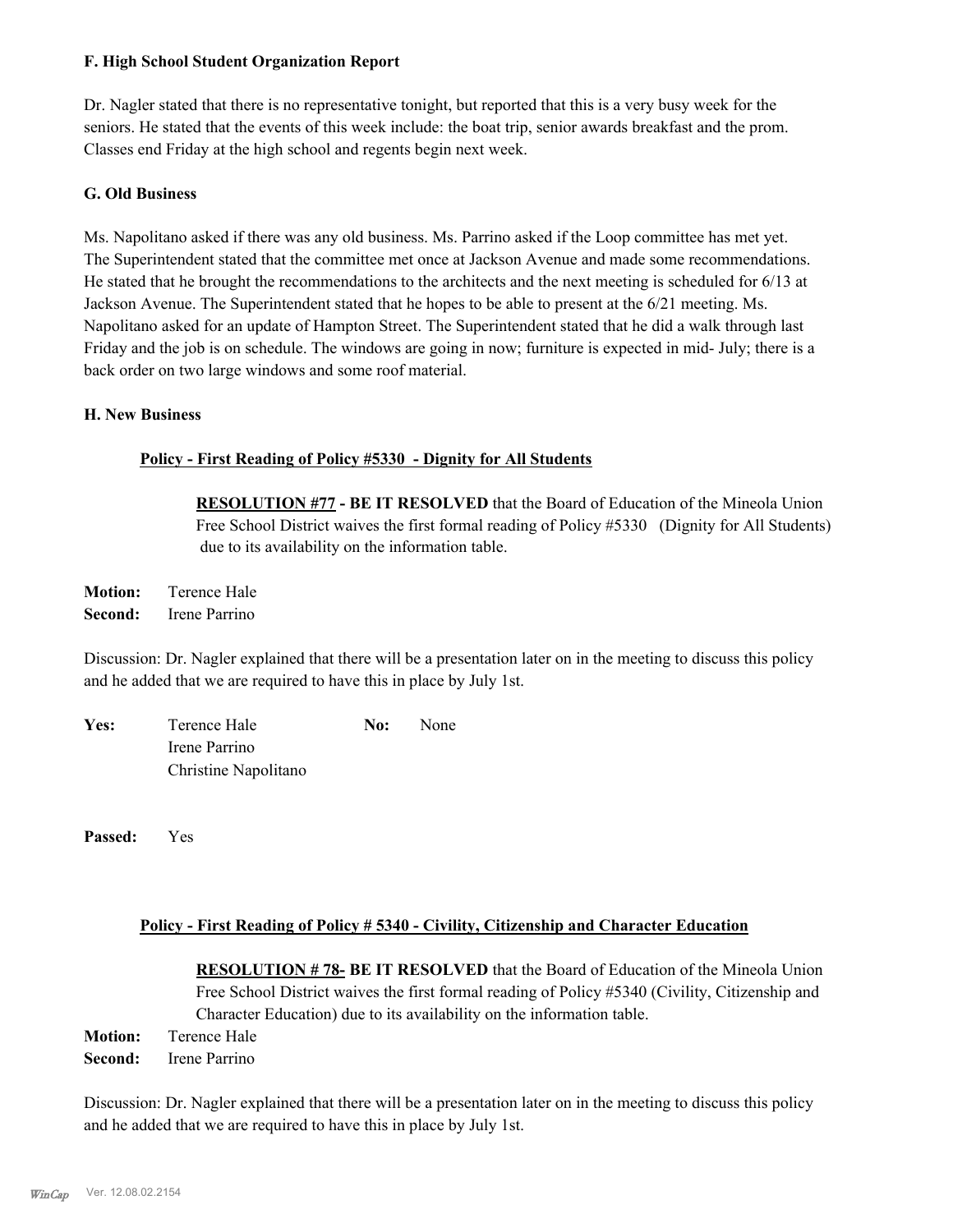### F. High School Student Organization Report

Dr. Nagler stated that there is no representative tonight, but reported that this is a very busy week for the seniors. He stated that the events of this week include: the boat trip, senior awards breakfast and the prom. Classes end Friday at the high school and regents begin next week.

### G. Old Business

Ms. Napolitano asked if there was any old business. Ms. Parrino asked if the Loop committee has met yet. The Superintendent stated that the committee met once at Jackson Avenue and made some recommendations. He stated that he brought the recommendations to the architects and the next meeting is scheduled for 6/13 at Jackson Avenue. The Superintendent stated that he hopes to be able to present at the 6/21 meeting. Ms. Napolitano asked for an update of Hampton Street. The Superintendent stated that he did a walk through last Friday and the job is on schedule. The windows are going in now; furniture is expected in mid- July; there is a back order on two large windows and some roof material.

### H. New Business

**Policy - First Reading of Policy #5330 - Dignity for All Students**

**RESOLUTION #77 - BE IT RESOLVED** that the Board of Education of the Mineola Union Free School District waives the first formal reading of Policy #5330 (Dignity for All Students) due to its availability on the information table.

**Motion:** Terence Hale
**Second:** Irene Parrino

Discussion: Dr. Nagler explained that there will be a presentation later on in the meeting to discuss this policy and he added that we are required to have this in place by July 1st.

| | | | |
|---|---|---|---|
| **Yes:** | Terence Hale | **No:** | None |
| | Irene Parrino | | |
| | Christine Napolitano | | |

**Passed:** Yes

**Policy - First Reading of Policy # 5340 - Civility, Citizenship and Character Education**

**RESOLUTION # 78- BE IT RESOLVED** that the Board of Education of the Mineola Union Free School District waives the first formal reading of Policy #5340 (Civility, Citizenship and Character Education) due to its availability on the information table.

**Motion:** Terence Hale
**Second:** Irene Parrino

Discussion: Dr. Nagler explained that there will be a presentation later on in the meeting to discuss this policy and he added that we are required to have this in place by July 1st.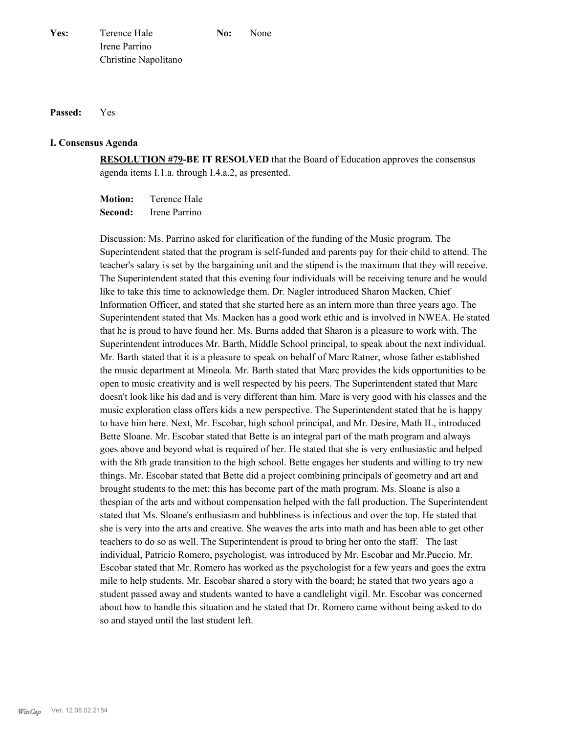**Yes:** Terence Hale
Irene Parrino
Christine Napolitano

**No:** None

**Passed:** Yes

## I. Consensus Agenda

**RESOLUTION #79-BE IT RESOLVED** that the Board of Education approves the consensus agenda items I.1.a. through I.4.a.2, as presented.

**Motion:** Terence Hale
**Second:** Irene Parrino

Discussion: Ms. Parrino asked for clarification of the funding of the Music program. The Superintendent stated that the program is self-funded and parents pay for their child to attend. The teacher's salary is set by the bargaining unit and the stipend is the maximum that they will receive. The Superintendent stated that this evening four individuals will be receiving tenure and he would like to take this time to acknowledge them. Dr. Nagler introduced Sharon Macken, Chief Information Officer, and stated that she started here as an intern more than three years ago. The Superintendent stated that Ms. Macken has a good work ethic and is involved in NWEA. He stated that he is proud to have found her. Ms. Burns added that Sharon is a pleasure to work with. The Superintendent introduces Mr. Barth, Middle School principal, to speak about the next individual. Mr. Barth stated that it is a pleasure to speak on behalf of Marc Ratner, whose father established the music department at Mineola. Mr. Barth stated that Marc provides the kids opportunities to be open to music creativity and is well respected by his peers. The Superintendent stated that Marc doesn't look like his dad and is very different than him. Marc is very good with his classes and the music exploration class offers kids a new perspective. The Superintendent stated that he is happy to have him here. Next, Mr. Escobar, high school principal, and Mr. Desire, Math IL, introduced Bette Sloane. Mr. Escobar stated that Bette is an integral part of the math program and always goes above and beyond what is required of her. He stated that she is very enthusiastic and helped with the 8th grade transition to the high school. Bette engages her students and willing to try new things. Mr. Escobar stated that Bette did a project combining principals of geometry and art and brought students to the met; this has become part of the math program. Ms. Sloane is also a thespian of the arts and without compensation helped with the fall production. The Superintendent stated that Ms. Sloane's enthusiasm and bubbliness is infectious and over the top. He stated that she is very into the arts and creative. She weaves the arts into math and has been able to get other teachers to do so as well. The Superintendent is proud to bring her onto the staff. The last individual, Patricio Romero, psychologist, was introduced by Mr. Escobar and Mr.Puccio. Mr. Escobar stated that Mr. Romero has worked as the psychologist for a few years and goes the extra mile to help students. Mr. Escobar shared a story with the board; he stated that two years ago a student passed away and students wanted to have a candlelight vigil. Mr. Escobar was concerned about how to handle this situation and he stated that Dr. Romero came without being asked to do so and stayed until the last student left.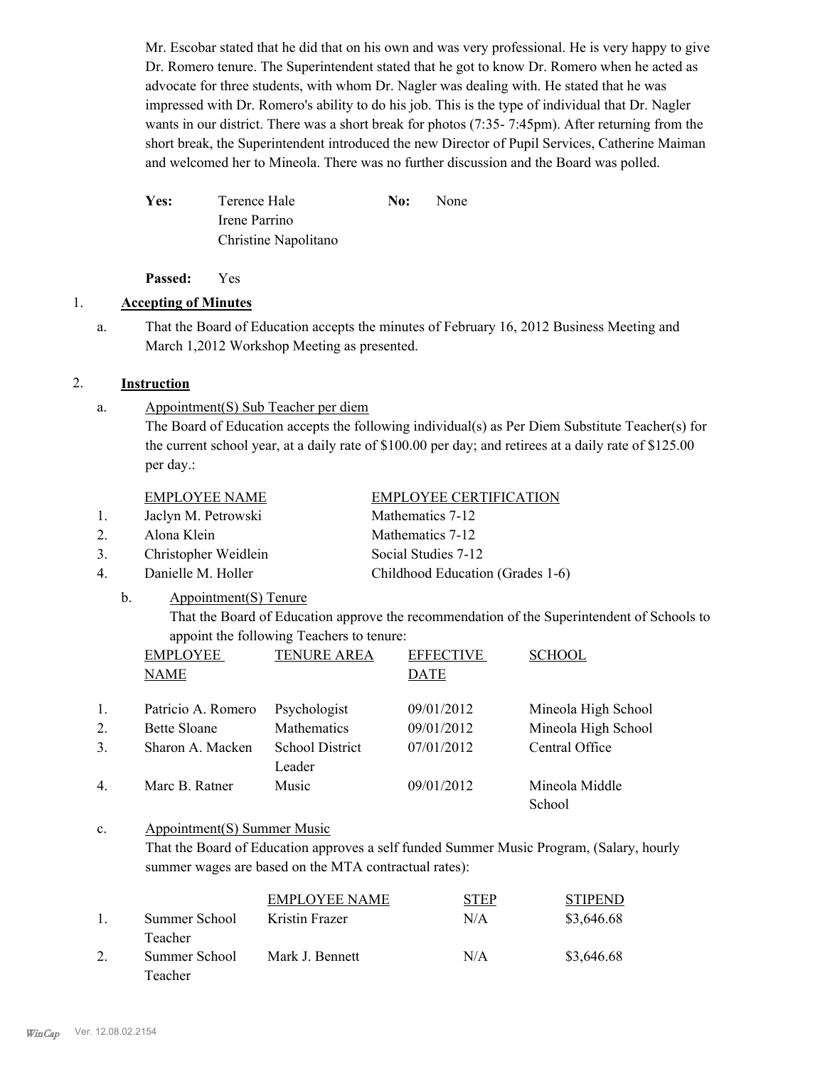Mr. Escobar stated that he did that on his own and was very professional. He is very happy to give Dr. Romero tenure. The Superintendent stated that he got to know Dr. Romero when he acted as advocate for three students, with whom Dr. Nagler was dealing with. He stated that he was impressed with Dr. Romero's ability to do his job. This is the type of individual that Dr. Nagler wants in our district. There was a short break for photos (7:35- 7:45pm). After returning from the short break, the Superintendent introduced the new Director of Pupil Services, Catherine Maiman and welcomed her to Mineola. There was no further discussion and the Board was polled.

| **Yes:** | Terence Hale | **No:** | None |
|---|---|---|---|
| | Irene Parrino | | |
| | Christine Napolitano | | |

**Passed:** Yes

1. **Accepting of Minutes**

   a. That the Board of Education accepts the minutes of February 16, 2012 Business Meeting and March 1,2012 Workshop Meeting as presented.

2. **Instruction**

   a. Appointment(S) Sub Teacher per diem
   The Board of Education accepts the following individual(s) as Per Diem Substitute Teacher(s) for the current school year, at a daily rate of $100.00 per day; and retirees at a daily rate of $125.00 per day.:

| | EMPLOYEE NAME | EMPLOYEE CERTIFICATION |
|---|---|---|
| 1. | Jaclyn M. Petrowski | Mathematics 7-12 |
| 2. | Alona Klein | Mathematics 7-12 |
| 3. | Christopher Weidlein | Social Studies 7-12 |
| 4. | Danielle M. Holler | Childhood Education (Grades 1-6) |

   b. Appointment(S) Tenure
   That the Board of Education approve the recommendation of the Superintendent of Schools to appoint the following Teachers to tenure:

| | EMPLOYEE NAME | TENURE AREA | EFFECTIVE DATE | SCHOOL |
|---|---|---|---|---|
| 1. | Patricio A. Romero | Psychologist | 09/01/2012 | Mineola High School |
| 2. | Bette Sloane | Mathematics | 09/01/2012 | Mineola High School |
| 3. | Sharon A. Macken | School District Leader | 07/01/2012 | Central Office |
| 4. | Marc B. Ratner | Music | 09/01/2012 | Mineola Middle School |

   c. Appointment(S) Summer Music
   That the Board of Education approves a self funded Summer Music Program, (Salary, hourly summer wages are based on the MTA contractual rates):

| | | EMPLOYEE NAME | STEP | STIPEND |
|---|---|---|---|---|
| 1. | Summer School Teacher | Kristin Frazer | N/A | $3,646.68 |
| 2. | Summer School Teacher | Mark J. Bennett | N/A | $3,646.68 |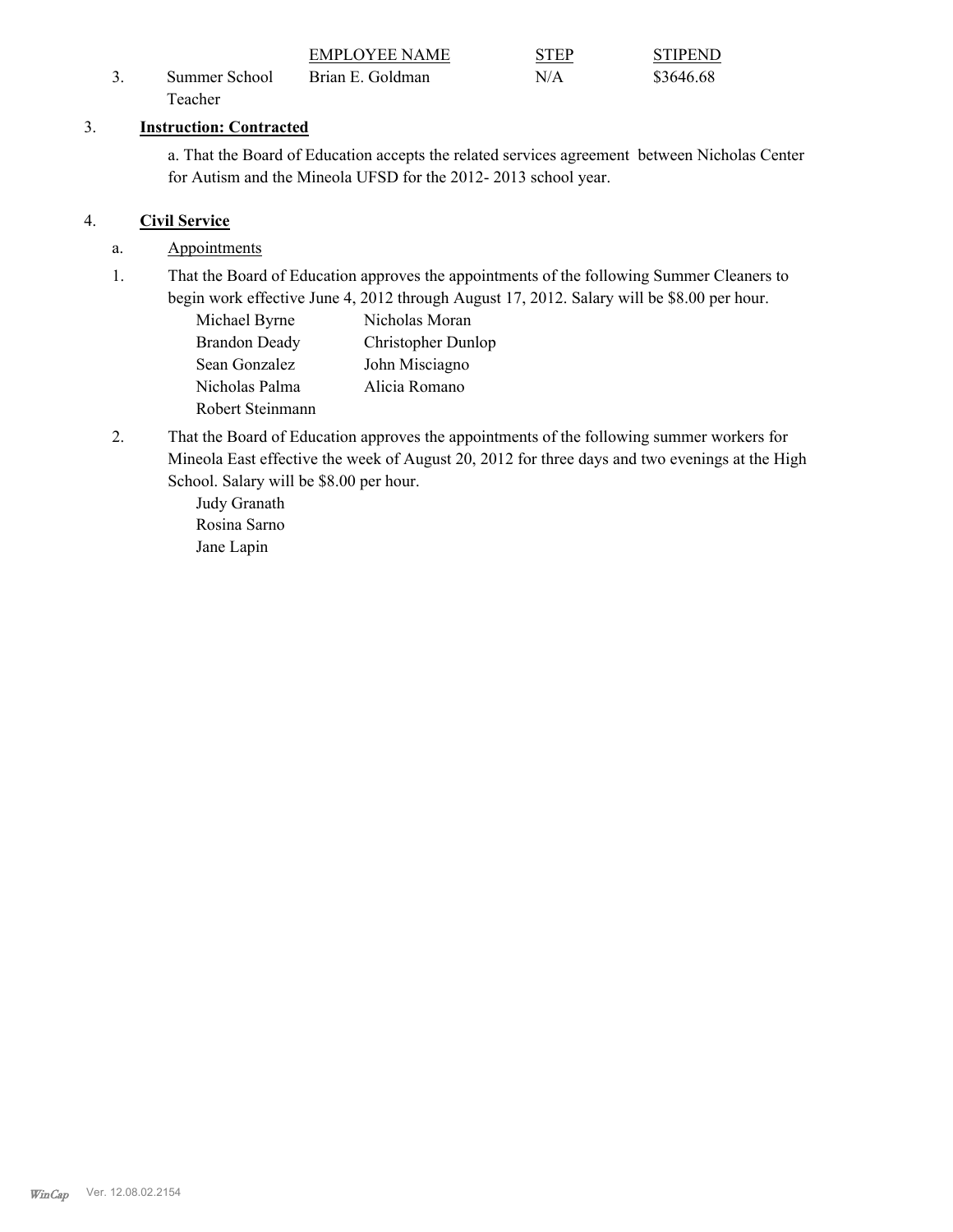| | | EMPLOYEE NAME | STEP | STIPEND |
|---|---|---|---|---|
| 3. | Summer School Teacher | Brian E. Goldman | N/A | $3646.68 |

3. **Instruction: Contracted**

   a. That the Board of Education accepts the related services agreement between Nicholas Center for Autism and the Mineola UFSD for the 2012- 2013 school year.

4. **Civil Service**

   a. Appointments

   1. That the Board of Education approves the appointments of the following Summer Cleaners to begin work effective June 4, 2012 through August 17, 2012. Salary will be $8.00 per hour.

      Michael Byrne — Nicholas Moran
      Brandon Deady — Christopher Dunlop
      Sean Gonzalez — John Misciagno
      Nicholas Palma — Alicia Romano
      Robert Steinmann

   2. That the Board of Education approves the appointments of the following summer workers for Mineola East effective the week of August 20, 2012 for three days and two evenings at the High School. Salary will be $8.00 per hour.

      Judy Granath
      Rosina Sarno
      Jane Lapin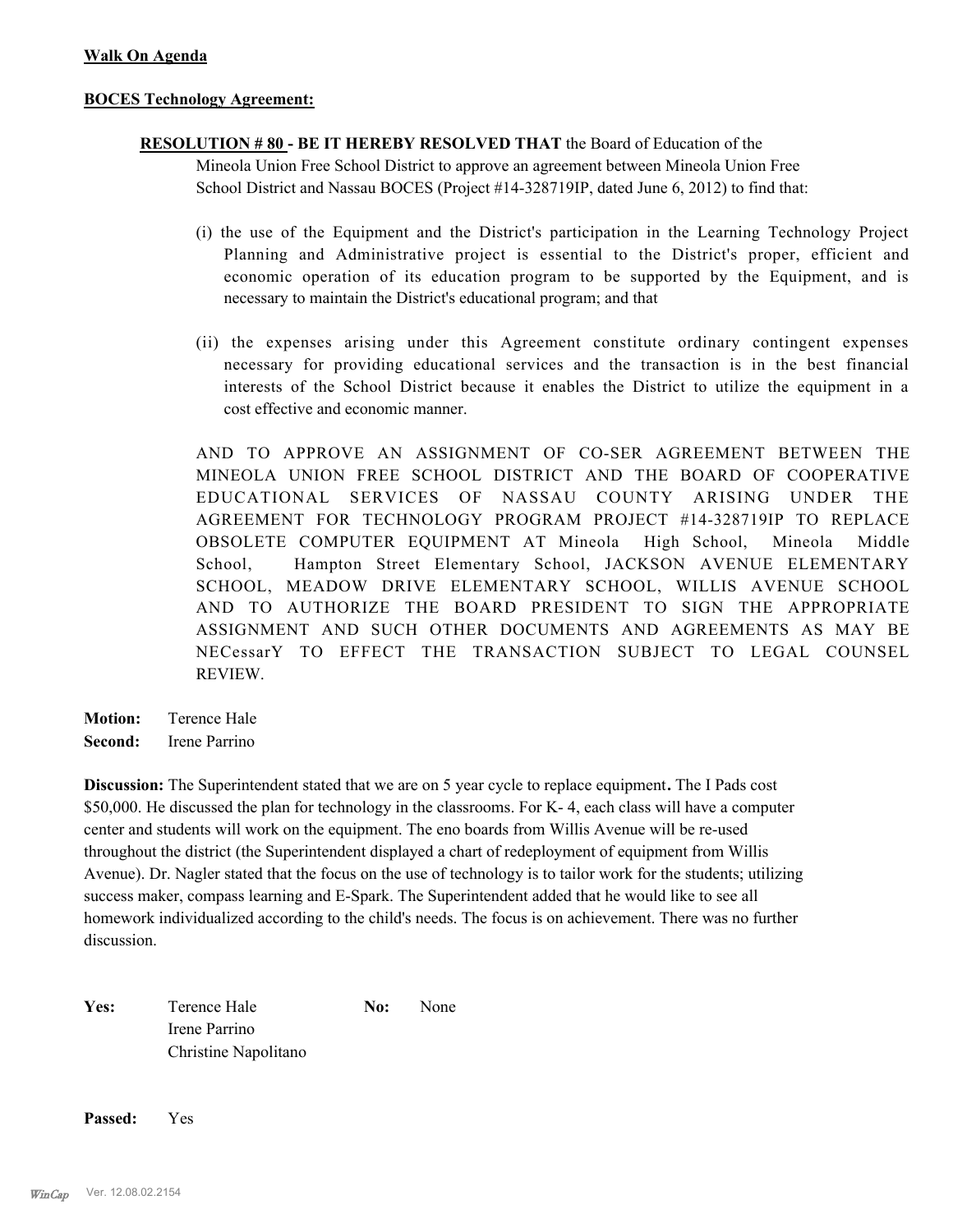**Walk On Agenda**

**BOCES Technology Agreement:**

**RESOLUTION # 80 - BE IT HEREBY RESOLVED THAT** the Board of Education of the Mineola Union Free School District to approve an agreement between Mineola Union Free School District and Nassau BOCES (Project #14-328719IP, dated June 6, 2012) to find that:

(i) the use of the Equipment and the District's participation in the Learning Technology Project Planning and Administrative project is essential to the District's proper, efficient and economic operation of its education program to be supported by the Equipment, and is necessary to maintain the District's educational program; and that

(ii) the expenses arising under this Agreement constitute ordinary contingent expenses necessary for providing educational services and the transaction is in the best financial interests of the School District because it enables the District to utilize the equipment in a cost effective and economic manner.

AND TO APPROVE AN ASSIGNMENT OF CO-SER AGREEMENT BETWEEN THE MINEOLA UNION FREE SCHOOL DISTRICT AND THE BOARD OF COOPERATIVE EDUCATIONAL SERVICES OF NASSAU COUNTY ARISING UNDER THE AGREEMENT FOR TECHNOLOGY PROGRAM PROJECT #14-328719IP TO REPLACE OBSOLETE COMPUTER EQUIPMENT AT Mineola High School, Mineola Middle School, Hampton Street Elementary School, JACKSON AVENUE ELEMENTARY SCHOOL, MEADOW DRIVE ELEMENTARY SCHOOL, WILLIS AVENUE SCHOOL AND TO AUTHORIZE THE BOARD PRESIDENT TO SIGN THE APPROPRIATE ASSIGNMENT AND SUCH OTHER DOCUMENTS AND AGREEMENTS AS MAY BE NECessarY TO EFFECT THE TRANSACTION SUBJECT TO LEGAL COUNSEL REVIEW.

**Motion:** Terence Hale
**Second:** Irene Parrino

**Discussion:** The Superintendent stated that we are on 5 year cycle to replace equipment**.** The I Pads cost $50,000. He discussed the plan for technology in the classrooms. For K- 4, each class will have a computer center and students will work on the equipment. The eno boards from Willis Avenue will be re-used throughout the district (the Superintendent displayed a chart of redeployment of equipment from Willis Avenue). Dr. Nagler stated that the focus on the use of technology is to tailor work for the students; utilizing success maker, compass learning and E-Spark. The Superintendent added that he would like to see all homework individualized according to the child's needs. The focus is on achievement. There was no further discussion.

**Yes:** Terence Hale
Irene Parrino
Christine Napolitano

**No:** None

**Passed:** Yes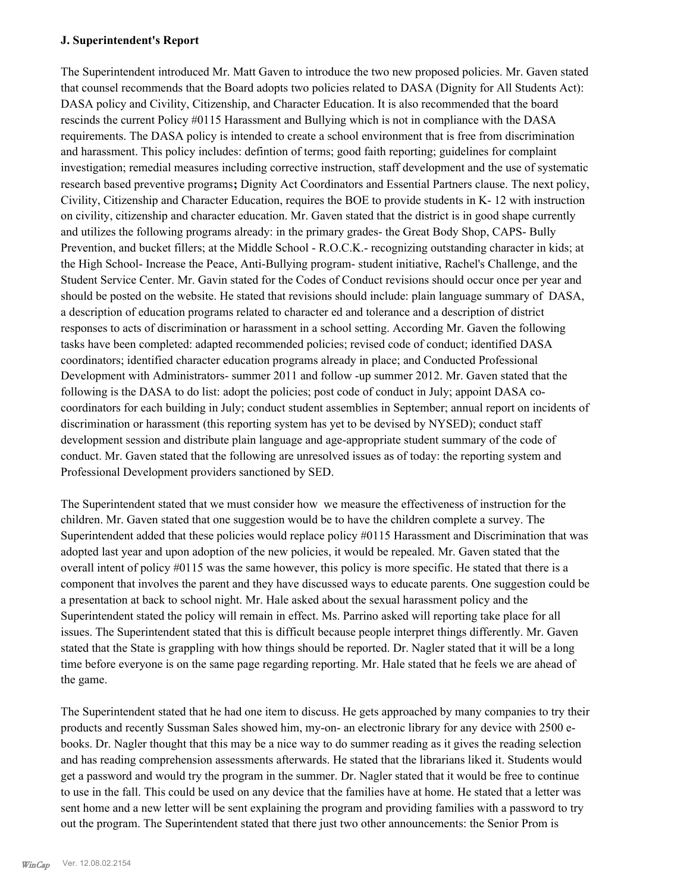### J. Superintendent's Report

The Superintendent introduced Mr. Matt Gaven to introduce the two new proposed policies. Mr. Gaven stated that counsel recommends that the Board adopts two policies related to DASA (Dignity for All Students Act): DASA policy and Civility, Citizenship, and Character Education. It is also recommended that the board rescinds the current Policy #0115 Harassment and Bullying which is not in compliance with the DASA requirements. The DASA policy is intended to create a school environment that is free from discrimination and harassment. This policy includes: defintion of terms; good faith reporting; guidelines for complaint investigation; remedial measures including corrective instruction, staff development and the use of systematic research based preventive programs**;** Dignity Act Coordinators and Essential Partners clause. The next policy, Civility, Citizenship and Character Education, requires the BOE to provide students in K- 12 with instruction on civility, citizenship and character education. Mr. Gaven stated that the district is in good shape currently and utilizes the following programs already: in the primary grades- the Great Body Shop, CAPS- Bully Prevention, and bucket fillers; at the Middle School - R.O.C.K.- recognizing outstanding character in kids; at the High School- Increase the Peace, Anti-Bullying program- student initiative, Rachel's Challenge, and the Student Service Center. Mr. Gavin stated for the Codes of Conduct revisions should occur once per year and should be posted on the website. He stated that revisions should include: plain language summary of DASA, a description of education programs related to character ed and tolerance and a description of district responses to acts of discrimination or harassment in a school setting. According Mr. Gaven the following tasks have been completed: adapted recommended policies; revised code of conduct; identified DASA coordinators; identified character education programs already in place; and Conducted Professional Development with Administrators- summer 2011 and follow -up summer 2012. Mr. Gaven stated that the following is the DASA to do list: adopt the policies; post code of conduct in July; appoint DASA co-coordinators for each building in July; conduct student assemblies in September; annual report on incidents of discrimination or harassment (this reporting system has yet to be devised by NYSED); conduct staff development session and distribute plain language and age-appropriate student summary of the code of conduct. Mr. Gaven stated that the following are unresolved issues as of today: the reporting system and Professional Development providers sanctioned by SED.

The Superintendent stated that we must consider how we measure the effectiveness of instruction for the children. Mr. Gaven stated that one suggestion would be to have the children complete a survey. The Superintendent added that these policies would replace policy #0115 Harassment and Discrimination that was adopted last year and upon adoption of the new policies, it would be repealed. Mr. Gaven stated that the overall intent of policy #0115 was the same however, this policy is more specific. He stated that there is a component that involves the parent and they have discussed ways to educate parents. One suggestion could be a presentation at back to school night. Mr. Hale asked about the sexual harassment policy and the Superintendent stated the policy will remain in effect. Ms. Parrino asked will reporting take place for all issues. The Superintendent stated that this is difficult because people interpret things differently. Mr. Gaven stated that the State is grappling with how things should be reported. Dr. Nagler stated that it will be a long time before everyone is on the same page regarding reporting. Mr. Hale stated that he feels we are ahead of the game.

The Superintendent stated that he had one item to discuss. He gets approached by many companies to try their products and recently Sussman Sales showed him, my-on- an electronic library for any device with 2500 e-books. Dr. Nagler thought that this may be a nice way to do summer reading as it gives the reading selection and has reading comprehension assessments afterwards. He stated that the librarians liked it. Students would get a password and would try the program in the summer. Dr. Nagler stated that it would be free to continue to use in the fall. This could be used on any device that the families have at home. He stated that a letter was sent home and a new letter will be sent explaining the program and providing families with a password to try out the program. The Superintendent stated that there just two other announcements: the Senior Prom is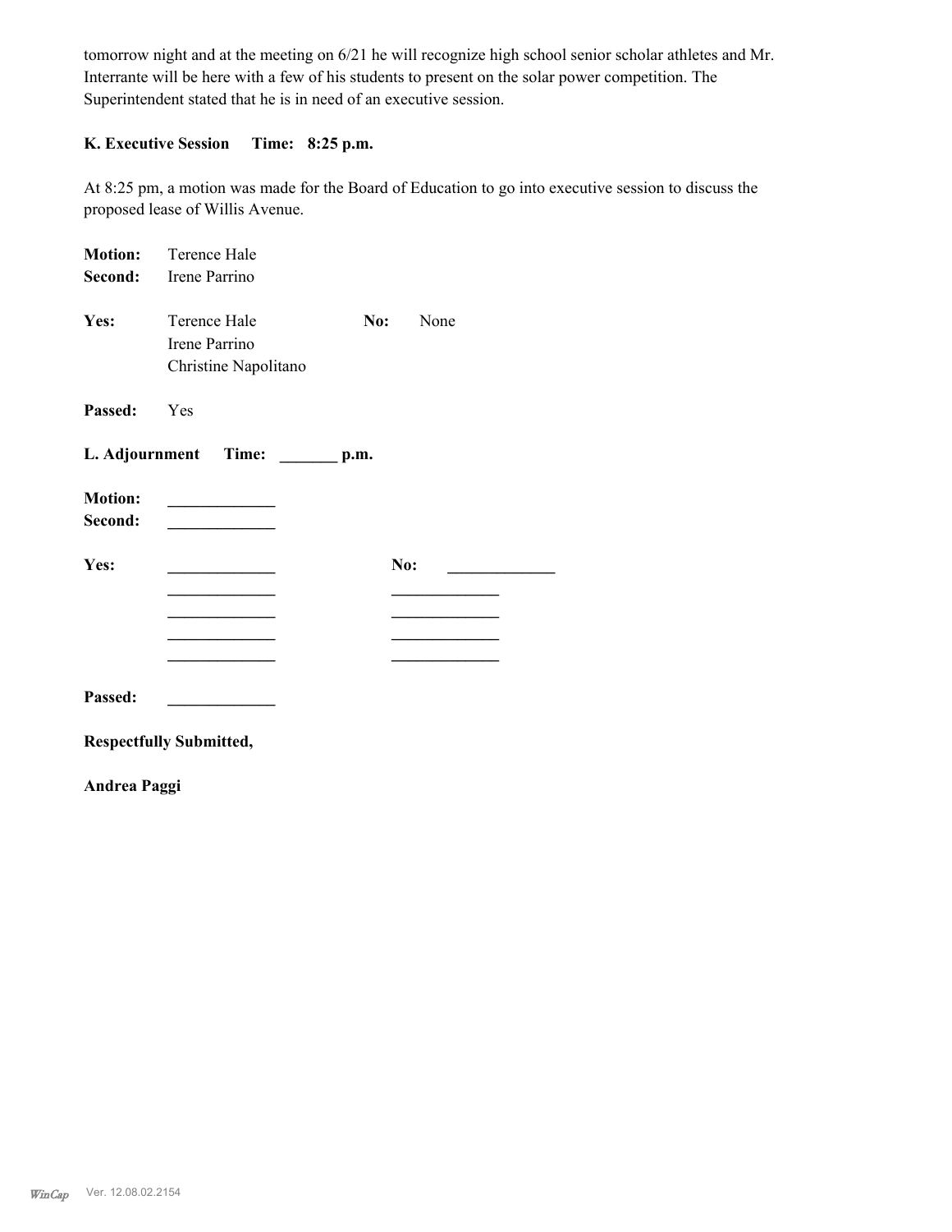tomorrow night and at the meeting on 6/21 he will recognize high school senior scholar athletes and Mr. Interrante will be here with a few of his students to present on the solar power competition. The Superintendent stated that he is in need of an executive session.

**K. Executive Session     Time:   8:25 p.m.**

At 8:25 pm, a motion was made for the Board of Education to go into executive session to discuss the proposed lease of Willis Avenue.

**Motion:** Terence Hale
**Second:** Irene Parrino

**Yes:** Terence Hale
Irene Parrino
Christine Napolitano

**No:** None

**Passed:** Yes

**L. Adjournment     Time: _______ p.m.**

**Motion:** _____________
**Second:** _____________

**Yes:** _____________
_____________
_____________
_____________
_____________

**No:** _____________
_____________
_____________
_____________
_____________

**Passed:** _____________

**Respectfully Submitted,**

**Andrea Paggi**